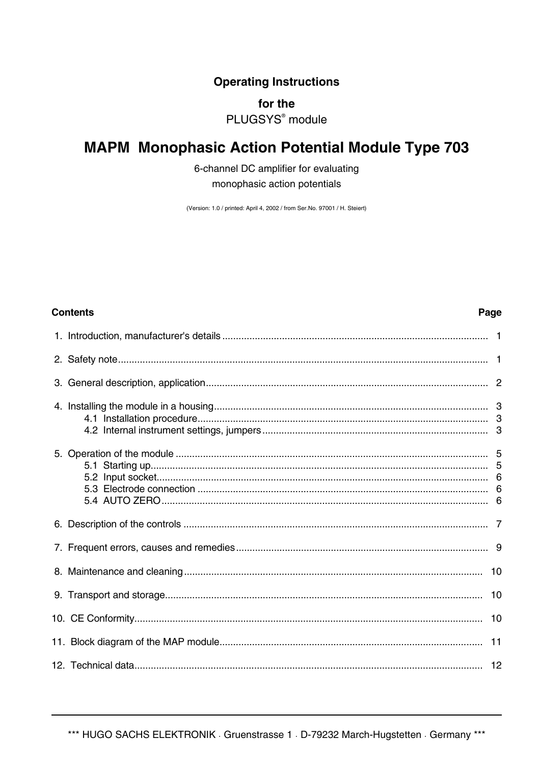**Operating Instructions**

**for the**

PLUGSYS® module

# MAPM Monophasic Action Potential Module Type 703

6-channel DC amplifier for evaluating
monophasic action potentials

(Version: 1.0 / printed: April 4, 2002 / from Ser.No. 97001 / H. Steiert)

| **Contents** | **Page** |
|---|---|
| 1. Introduction, manufacturer's details | 1 |
| 2. Safety note | 1 |
| 3. General description, application | 2 |
| 4. Installing the module in a housing | 3 |
| 4.1 Installation procedure | 3 |
| 4.2 Internal instrument settings, jumpers | 3 |
| 5. Operation of the module | 5 |
| 5.1 Starting up | 5 |
| 5.2 Input socket | 6 |
| 5.3 Electrode connection | 6 |
| 5.4 AUTO ZERO | 6 |
| 6. Description of the controls | 7 |
| 7. Frequent errors, causes and remedies | 9 |
| 8. Maintenance and cleaning | 10 |
| 9. Transport and storage | 10 |
| 10. CE Conformity | 10 |
| 11. Block diagram of the MAP module | 11 |
| 12. Technical data | 12 |

\*\*\* HUGO SACHS ELEKTRONIK · Gruenstrasse 1 · D-79232 March-Hugstetten · Germany \*\*\*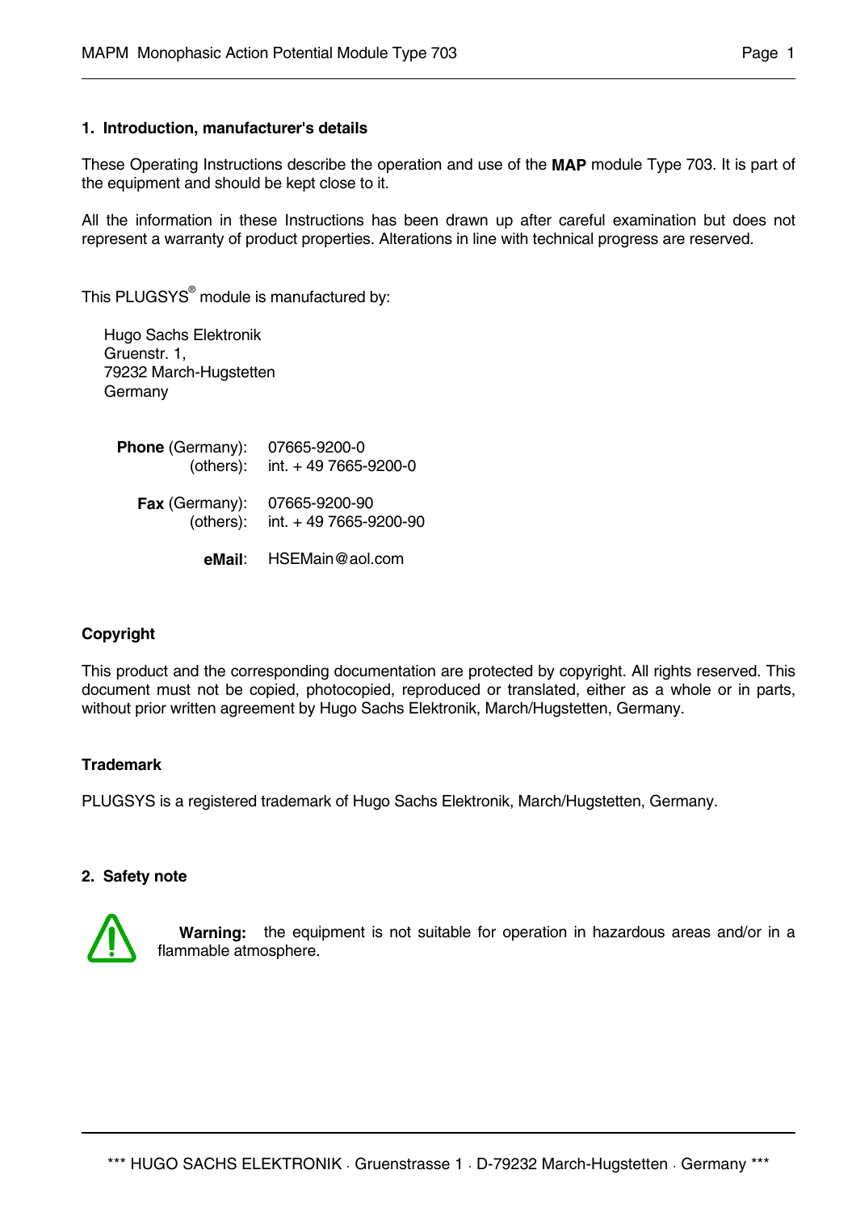## 1. Introduction, manufacturer's details

These Operating Instructions describe the operation and use of the **MAP** module Type 703. It is part of the equipment and should be kept close to it.

All the information in these Instructions has been drawn up after careful examination but does not represent a warranty of product properties. Alterations in line with technical progress are reserved.

This PLUGSYS® module is manufactured by:

Hugo Sachs Elektronik
Gruenstr. 1,
79232 March-Hugstetten
Germany

**Phone** (Germany): 07665-9200-0
(others): int. + 49 7665-9200-0

**Fax** (Germany): 07665-9200-90
(others): int. + 49 7665-9200-90

**eMail**: HSEMain@aol.com

### Copyright

This product and the corresponding documentation are protected by copyright. All rights reserved. This document must not be copied, photocopied, reproduced or translated, either as a whole or in parts, without prior written agreement by Hugo Sachs Elektronik, March/Hugstetten, Germany.

### Trademark

PLUGSYS is a registered trademark of Hugo Sachs Elektronik, March/Hugstetten, Germany.

## 2. Safety note

**Warning:** the equipment is not suitable for operation in hazardous areas and/or in a flammable atmosphere.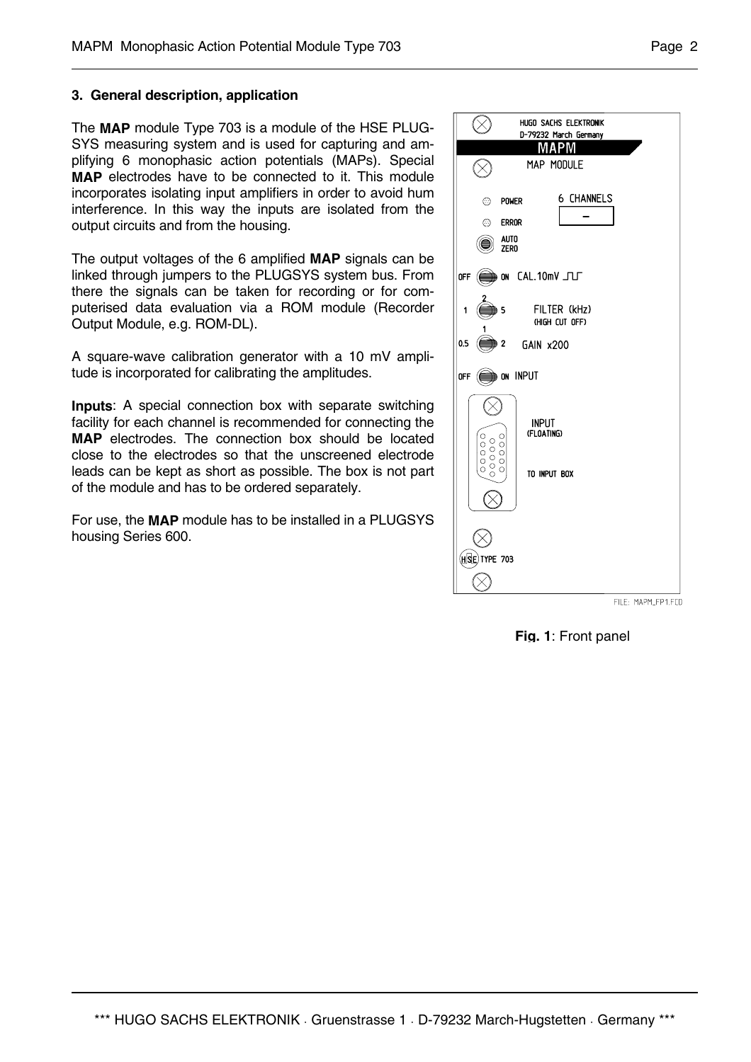## 3. General description, application

The **MAP** module Type 703 is a module of the HSE PLUGSYS measuring system and is used for capturing and amplifying 6 monophasic action potentials (MAPs). Special **MAP** electrodes have to be connected to it. This module incorporates isolating input amplifiers in order to avoid hum interference. In this way the inputs are isolated from the output circuits and from the housing.

The output voltages of the 6 amplified **MAP** signals can be linked through jumpers to the PLUGSYS system bus. From there the signals can be taken for recording or for computerised data evaluation via a ROM module (Recorder Output Module, e.g. ROM-DL).

A square-wave calibration generator with a 10 mV amplitude is incorporated for calibrating the amplitudes.

**Inputs**: A special connection box with separate switching facility for each channel is recommended for connecting the **MAP** electrodes. The connection box should be located close to the electrodes so that the unscreened electrode leads can be kept as short as possible. The box is not part of the module and has to be ordered separately.

For use, the **MAP** module has to be installed in a PLUGSYS housing Series 600.

**Fig. 1**: Front panel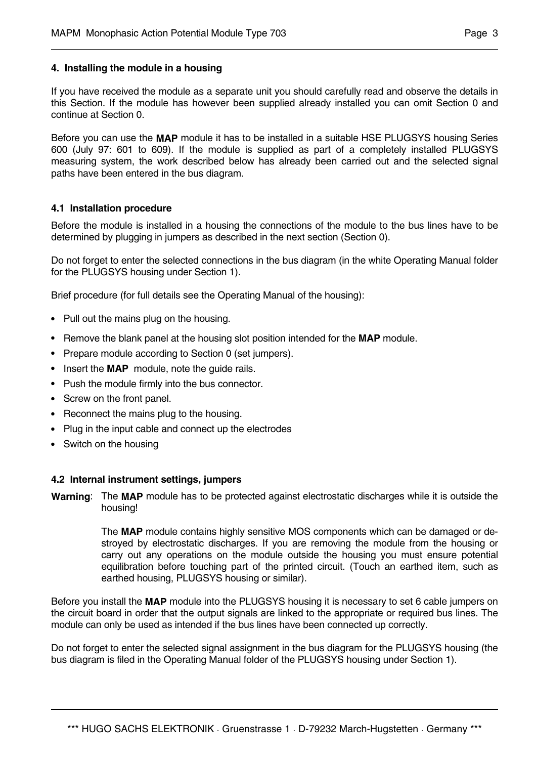## 4. Installing the module in a housing

If you have received the module as a separate unit you should carefully read and observe the details in this Section. If the module has however been supplied already installed you can omit Section 0 and continue at Section 0.

Before you can use the **MAP** module it has to be installed in a suitable HSE PLUGSYS housing Series 600 (July 97: 601 to 609). If the module is supplied as part of a completely installed PLUGSYS measuring system, the work described below has already been carried out and the selected signal paths have been entered in the bus diagram.

### 4.1 Installation procedure

Before the module is installed in a housing the connections of the module to the bus lines have to be determined by plugging in jumpers as described in the next section (Section 0).

Do not forget to enter the selected connections in the bus diagram (in the white Operating Manual folder for the PLUGSYS housing under Section 1).

Brief procedure (for full details see the Operating Manual of the housing):

- Pull out the mains plug on the housing.
- Remove the blank panel at the housing slot position intended for the **MAP** module.
- Prepare module according to Section 0 (set jumpers).
- Insert the **MAP** module, note the guide rails.
- Push the module firmly into the bus connector.
- Screw on the front panel.
- Reconnect the mains plug to the housing.
- Plug in the input cable and connect up the electrodes
- Switch on the housing

### 4.2 Internal instrument settings, jumpers

**Warning**: The **MAP** module has to be protected against electrostatic discharges while it is outside the housing!

The **MAP** module contains highly sensitive MOS components which can be damaged or destroyed by electrostatic discharges. If you are removing the module from the housing or carry out any operations on the module outside the housing you must ensure potential equilibration before touching part of the printed circuit. (Touch an earthed item, such as earthed housing, PLUGSYS housing or similar).

Before you install the **MAP** module into the PLUGSYS housing it is necessary to set 6 cable jumpers on the circuit board in order that the output signals are linked to the appropriate or required bus lines. The module can only be used as intended if the bus lines have been connected up correctly.

Do not forget to enter the selected signal assignment in the bus diagram for the PLUGSYS housing (the bus diagram is filed in the Operating Manual folder of the PLUGSYS housing under Section 1).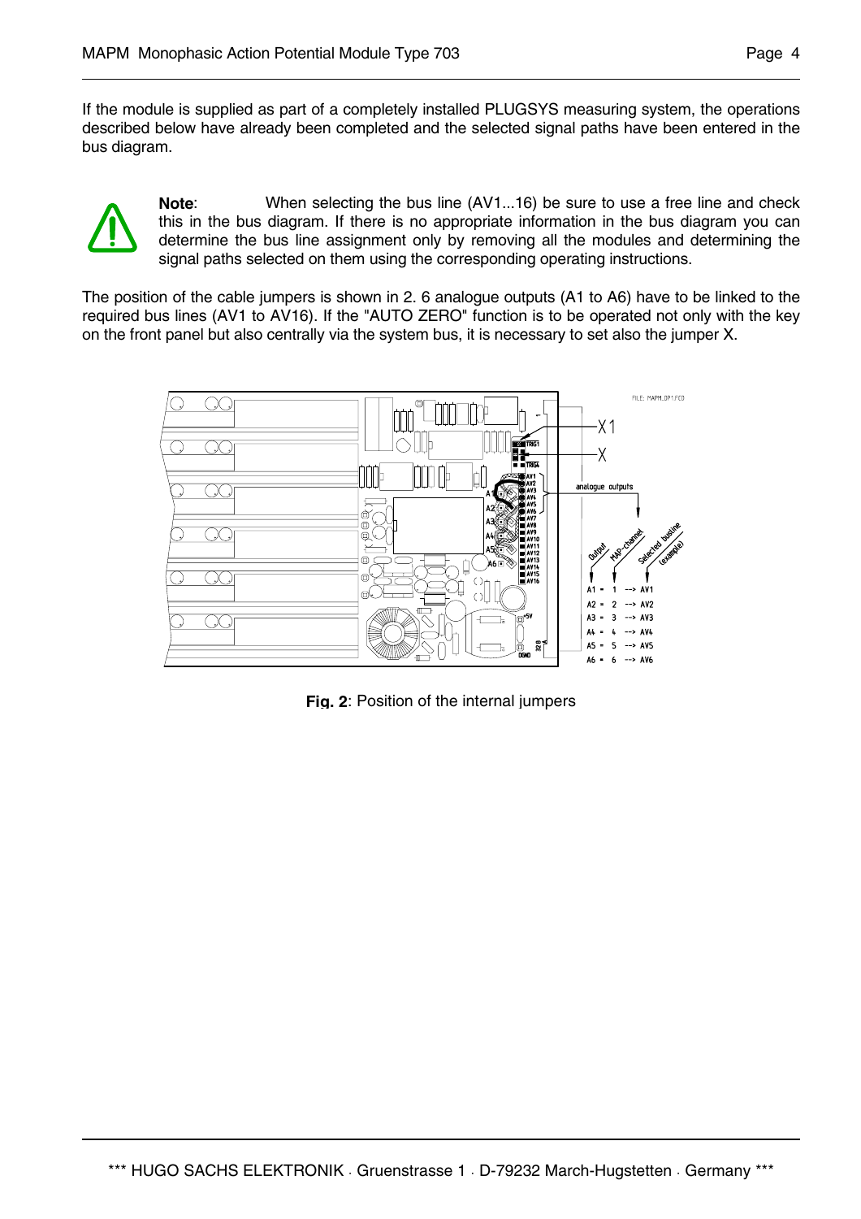If the module is supplied as part of a completely installed PLUGSYS measuring system, the operations described below have already been completed and the selected signal paths have been entered in the bus diagram.

**Note**: When selecting the bus line (AV1...16) be sure to use a free line and check this in the bus diagram. If there is no appropriate information in the bus diagram you can determine the bus line assignment only by removing all the modules and determining the signal paths selected on them using the corresponding operating instructions.

The position of the cable jumpers is shown in 2. 6 analogue outputs (A1 to A6) have to be linked to the required bus lines (AV1 to AV16). If the "AUTO ZERO" function is to be operated not only with the key on the front panel but also centrally via the system bus, it is necessary to set also the jumper X.

**Fig. 2**: Position of the internal jumpers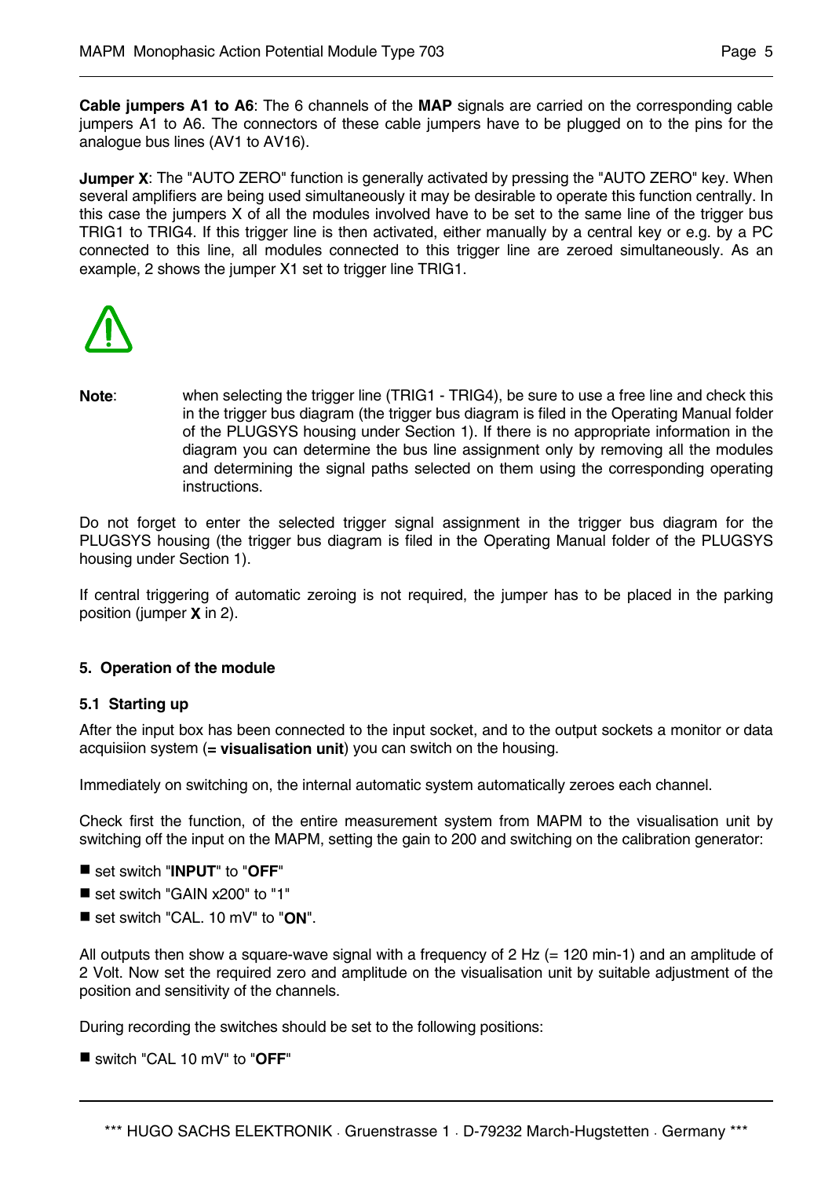**Cable jumpers A1 to A6**: The 6 channels of the **MAP** signals are carried on the corresponding cable jumpers A1 to A6. The connectors of these cable jumpers have to be plugged on to the pins for the analogue bus lines (AV1 to AV16).

**Jumper X**: The "AUTO ZERO" function is generally activated by pressing the "AUTO ZERO" key. When several amplifiers are being used simultaneously it may be desirable to operate this function centrally. In this case the jumpers X of all the modules involved have to be set to the same line of the trigger bus TRIG1 to TRIG4. If this trigger line is then activated, either manually by a central key or e.g. by a PC connected to this line, all modules connected to this trigger line are zeroed simultaneously. As an example, 2 shows the jumper X1 set to trigger line TRIG1.

**Note**: when selecting the trigger line (TRIG1 - TRIG4), be sure to use a free line and check this in the trigger bus diagram (the trigger bus diagram is filed in the Operating Manual folder of the PLUGSYS housing under Section 1). If there is no appropriate information in the diagram you can determine the bus line assignment only by removing all the modules and determining the signal paths selected on them using the corresponding operating instructions.

Do not forget to enter the selected trigger signal assignment in the trigger bus diagram for the PLUGSYS housing (the trigger bus diagram is filed in the Operating Manual folder of the PLUGSYS housing under Section 1).

If central triggering of automatic zeroing is not required, the jumper has to be placed in the parking position (jumper **X** in 2).

## 5. Operation of the module

### 5.1 Starting up

After the input box has been connected to the input socket, and to the output sockets a monitor or data acquisiion system (**= visualisation unit**) you can switch on the housing.

Immediately on switching on, the internal automatic system automatically zeroes each channel.

Check first the function, of the entire measurement system from MAPM to the visualisation unit by switching off the input on the MAPM, setting the gain to 200 and switching on the calibration generator:

- set switch "**INPUT**" to "**OFF**"
- set switch "GAIN x200" to "1"
- set switch "CAL. 10 mV" to "**ON**".

All outputs then show a square-wave signal with a frequency of 2 Hz (= 120 min-1) and an amplitude of 2 Volt. Now set the required zero and amplitude on the visualisation unit by suitable adjustment of the position and sensitivity of the channels.

During recording the switches should be set to the following positions:

- switch "CAL 10 mV" to "**OFF**"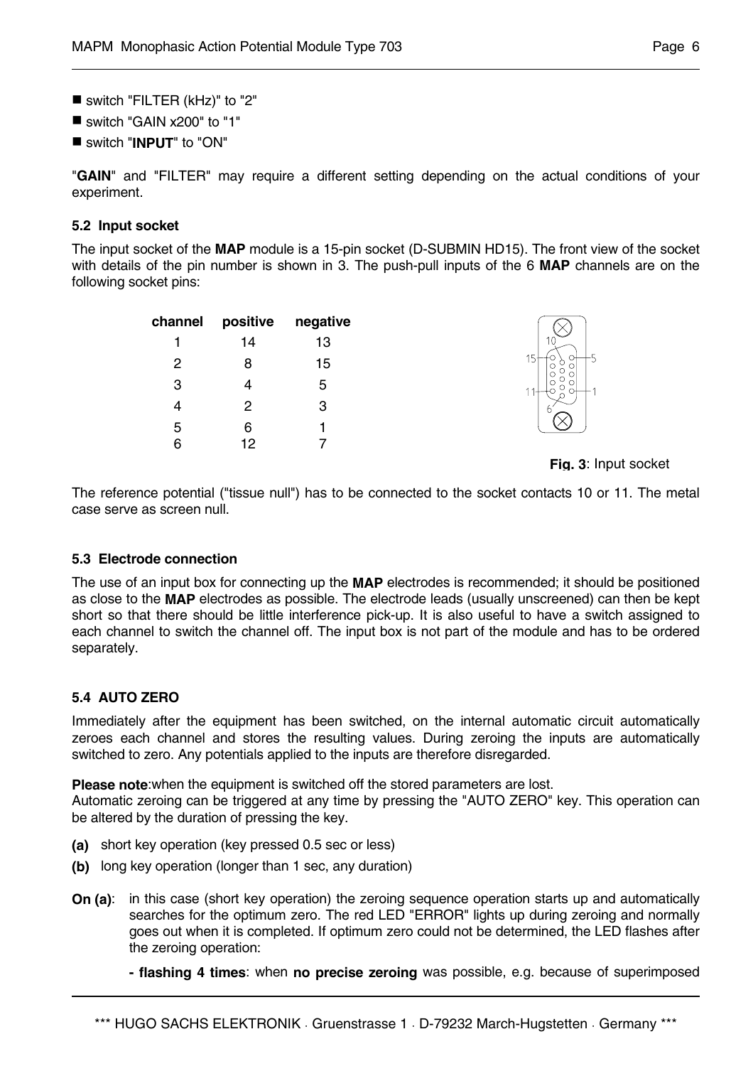- switch "FILTER (kHz)" to "2"
- switch "GAIN x200" to "1"
- switch "**INPUT**" to "ON"

"**GAIN**" and "FILTER" may require a different setting depending on the actual conditions of your experiment.

### 5.2 Input socket

The input socket of the **MAP** module is a 15-pin socket (D-SUBMIN HD15). The front view of the socket with details of the pin number is shown in 3. The push-pull inputs of the 6 **MAP** channels are on the following socket pins:

| channel | positive | negative |
|---|---|---|
| 1 | 14 | 13 |
| 2 | 8 | 15 |
| 3 | 4 | 5 |
| 4 | 2 | 3 |
| 5 | 6 | 1 |
| 6 | 12 | 7 |

**Fig. 3**: Input socket

The reference potential ("tissue null") has to be connected to the socket contacts 10 or 11. The metal case serve as screen null.

### 5.3 Electrode connection

The use of an input box for connecting up the **MAP** electrodes is recommended; it should be positioned as close to the **MAP** electrodes as possible. The electrode leads (usually unscreened) can then be kept short so that there should be little interference pick-up. It is also useful to have a switch assigned to each channel to switch the channel off. The input box is not part of the module and has to be ordered separately.

### 5.4 AUTO ZERO

Immediately after the equipment has been switched, on the internal automatic circuit automatically zeroes each channel and stores the resulting values. During zeroing the inputs are automatically switched to zero. Any potentials applied to the inputs are therefore disregarded.

**Please note**:when the equipment is switched off the stored parameters are lost.
Automatic zeroing can be triggered at any time by pressing the "AUTO ZERO" key. This operation can be altered by the duration of pressing the key.

**(a)** short key operation (key pressed 0.5 sec or less)

**(b)** long key operation (longer than 1 sec, any duration)

**On (a)**: in this case (short key operation) the zeroing sequence operation starts up and automatically searches for the optimum zero. The red LED "ERROR" lights up during zeroing and normally goes out when it is completed. If optimum zero could not be determined, the LED flashes after the zeroing operation:

**- flashing 4 times**: when **no precise zeroing** was possible, e.g. because of superimposed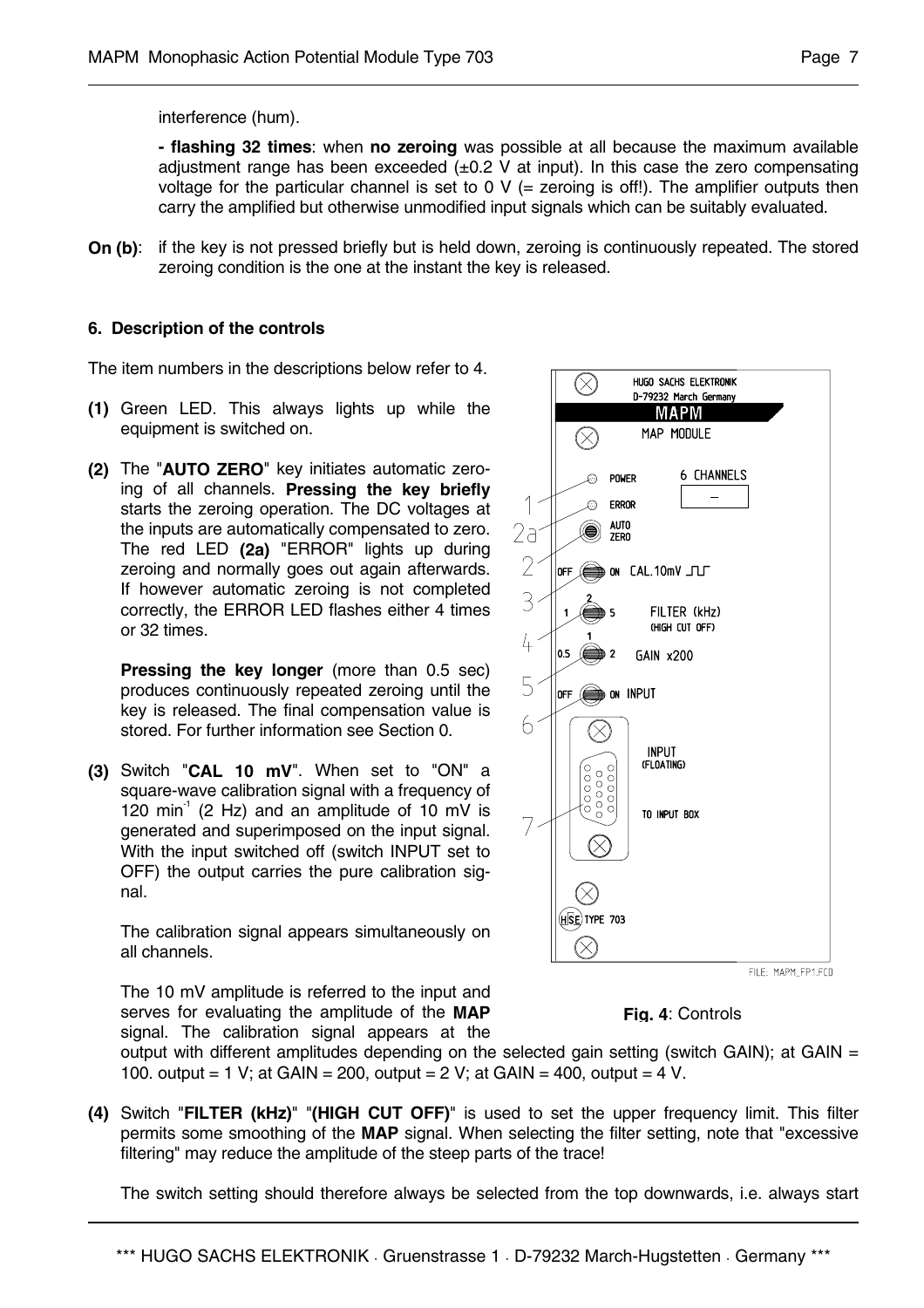interference (hum).

**- flashing 32 times**: when **no zeroing** was possible at all because the maximum available adjustment range has been exceeded (±0.2 V at input). In this case the zero compensating voltage for the particular channel is set to 0 V (= zeroing is off!). The amplifier outputs then carry the amplified but otherwise unmodified input signals which can be suitably evaluated.

**On (b)**: if the key is not pressed briefly but is held down, zeroing is continuously repeated. The stored zeroing condition is the one at the instant the key is released.

#### 6. Description of the controls

The item numbers in the descriptions below refer to 4.

**(1)** Green LED. This always lights up while the equipment is switched on.

**(2)** The "**AUTO ZERO**" key initiates automatic zeroing of all channels. **Pressing the key briefly** starts the zeroing operation. The DC voltages at the inputs are automatically compensated to zero. The red LED **(2a)** "ERROR" lights up during zeroing and normally goes out again afterwards. If however automatic zeroing is not completed correctly, the ERROR LED flashes either 4 times or 32 times.

**Pressing the key longer** (more than 0.5 sec) produces continuously repeated zeroing until the key is released. The final compensation value is stored. For further information see Section 0.

**(3)** Switch "**CAL 10 mV**". When set to "ON" a square-wave calibration signal with a frequency of 120 $min^{-1}$ (2 Hz) and an amplitude of 10 mV is generated and superimposed on the input signal. With the input switched off (switch INPUT set to OFF) the output carries the pure calibration signal.

The calibration signal appears simultaneously on all channels.

The 10 mV amplitude is referred to the input and serves for evaluating the amplitude of the **MAP** signal. The calibration signal appears at the output with different amplitudes depending on the selected gain setting (switch GAIN); at GAIN = 100. output = 1 V; at GAIN = 200, output = 2 V; at GAIN = 400, output = 4 V.

**Fig. 4**: Controls

**(4)** Switch "**FILTER (kHz)**" "**(HIGH CUT OFF)**" is used to set the upper frequency limit. This filter permits some smoothing of the **MAP** signal. When selecting the filter setting, note that "excessive filtering" may reduce the amplitude of the steep parts of the trace!

The switch setting should therefore always be selected from the top downwards, i.e. always start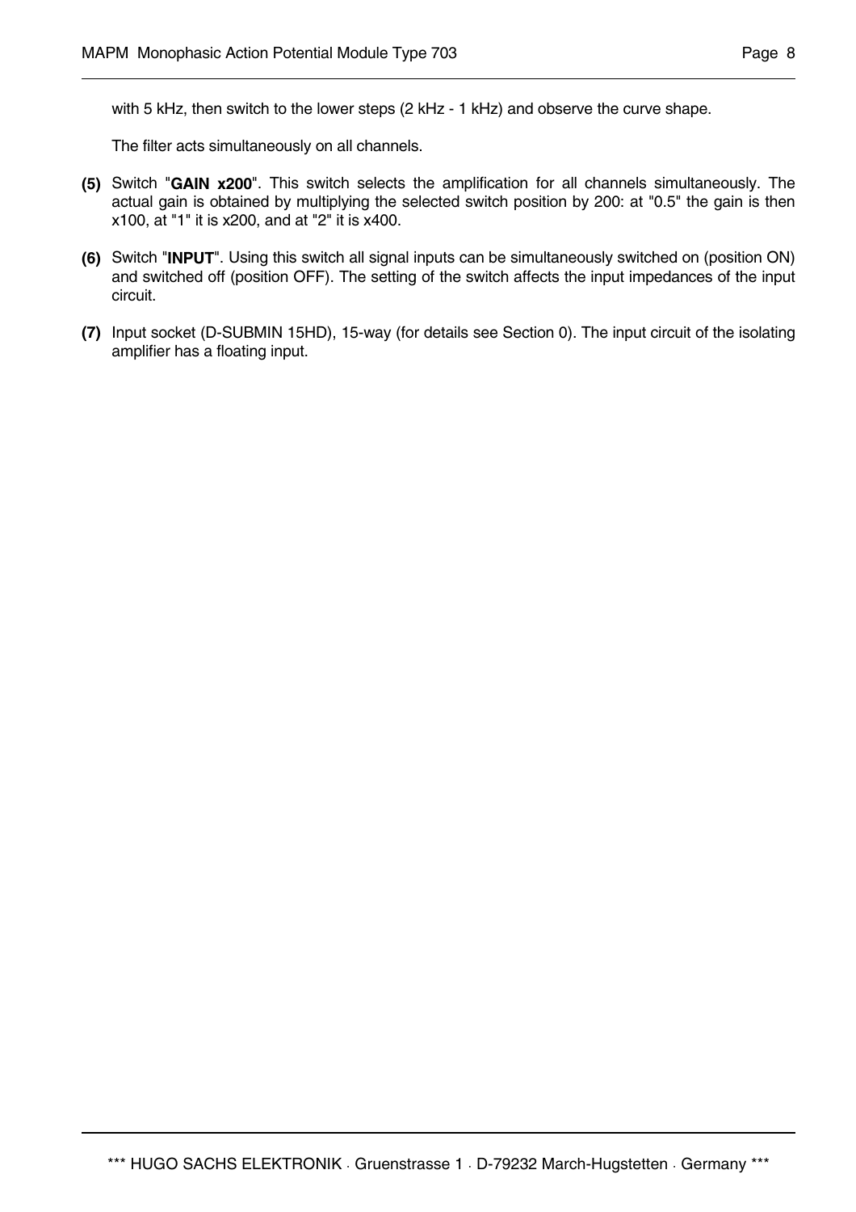with 5 kHz, then switch to the lower steps (2 kHz - 1 kHz) and observe the curve shape.

The filter acts simultaneously on all channels.

**(5)** Switch "**GAIN x200**". This switch selects the amplification for all channels simultaneously. The actual gain is obtained by multiplying the selected switch position by 200: at "0.5" the gain is then x100, at "1" it is x200, and at "2" it is x400.

**(6)** Switch "**INPUT**". Using this switch all signal inputs can be simultaneously switched on (position ON) and switched off (position OFF). The setting of the switch affects the input impedances of the input circuit.

**(7)** Input socket (D-SUBMIN 15HD), 15-way (for details see Section 0). The input circuit of the isolating amplifier has a floating input.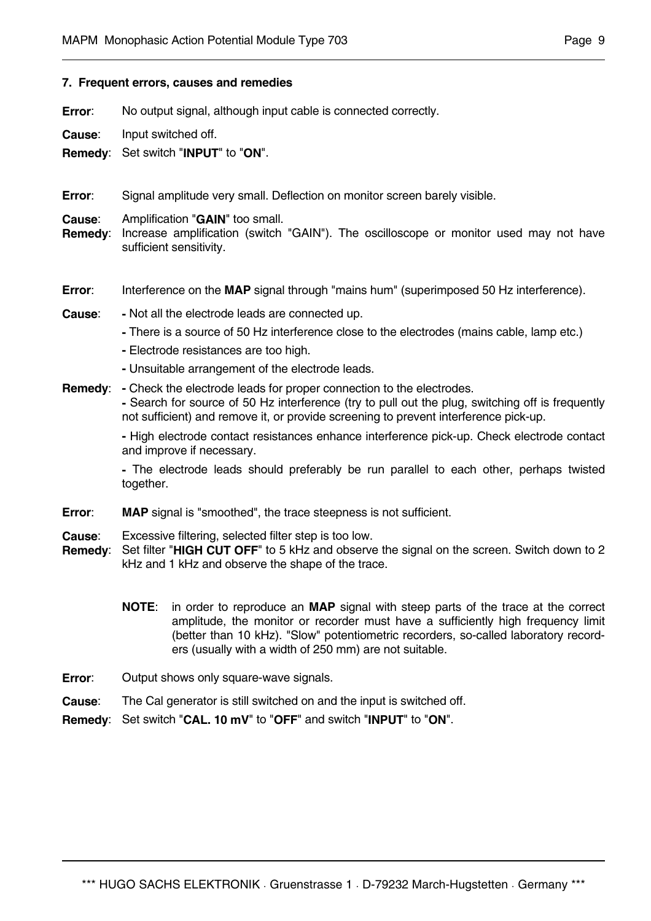## 7. Frequent errors, causes and remedies

**Error**: No output signal, although input cable is connected correctly.

**Cause**: Input switched off.

**Remedy**: Set switch "**INPUT**" to "**ON**".

**Error**: Signal amplitude very small. Deflection on monitor screen barely visible.

**Cause**: Amplification "**GAIN**" too small.

**Remedy**: Increase amplification (switch "GAIN"). The oscilloscope or monitor used may not have sufficient sensitivity.

**Error**: Interference on the **MAP** signal through "mains hum" (superimposed 50 Hz interference).

**Cause**:
- Not all the electrode leads are connected up.
- There is a source of 50 Hz interference close to the electrodes (mains cable, lamp etc.)
- Electrode resistances are too high.
- Unsuitable arrangement of the electrode leads.

**Remedy**:
- Check the electrode leads for proper connection to the electrodes.
- Search for source of 50 Hz interference (try to pull out the plug, switching off is frequently not sufficient) and remove it, or provide screening to prevent interference pick-up.
- High electrode contact resistances enhance interference pick-up. Check electrode contact and improve if necessary.
- The electrode leads should preferably be run parallel to each other, perhaps twisted together.

**Error**: **MAP** signal is "smoothed", the trace steepness is not sufficient.

**Cause**: Excessive filtering, selected filter step is too low.

**Remedy**: Set filter "**HIGH CUT OFF**" to 5 kHz and observe the signal on the screen. Switch down to 2 kHz and 1 kHz and observe the shape of the trace.

> **NOTE**: in order to reproduce an **MAP** signal with steep parts of the trace at the correct amplitude, the monitor or recorder must have a sufficiently high frequency limit (better than 10 kHz). "Slow" potentiometric recorders, so-called laboratory recorders (usually with a width of 250 mm) are not suitable.

**Error**: Output shows only square-wave signals.

**Cause**: The Cal generator is still switched on and the input is switched off.

**Remedy**: Set switch "**CAL. 10 mV**" to "**OFF**" and switch "**INPUT**" to "**ON**".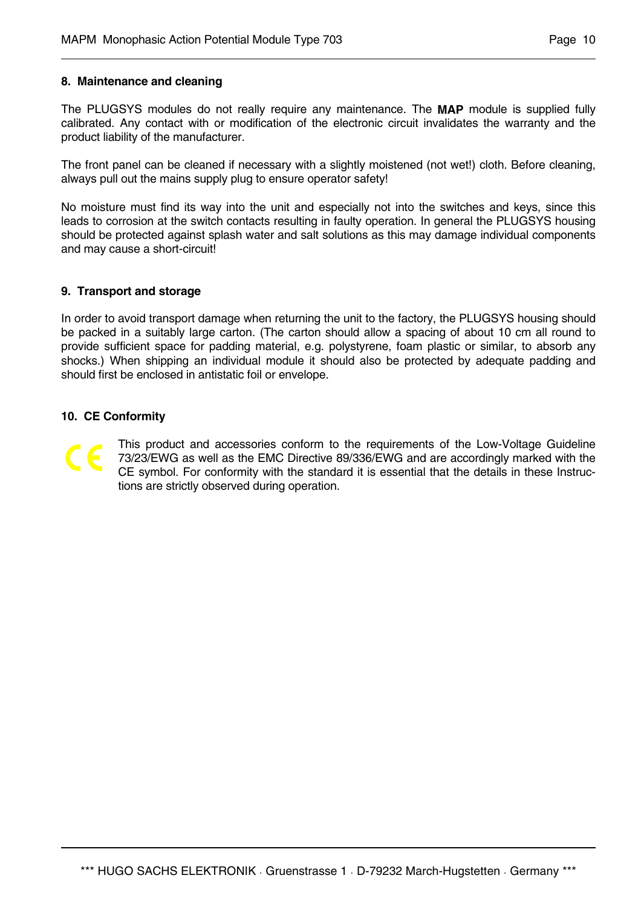## 8. Maintenance and cleaning

The PLUGSYS modules do not really require any maintenance. The **MAP** module is supplied fully calibrated. Any contact with or modification of the electronic circuit invalidates the warranty and the product liability of the manufacturer.

The front panel can be cleaned if necessary with a slightly moistened (not wet!) cloth. Before cleaning, always pull out the mains supply plug to ensure operator safety!

No moisture must find its way into the unit and especially not into the switches and keys, since this leads to corrosion at the switch contacts resulting in faulty operation. In general the PLUGSYS housing should be protected against splash water and salt solutions as this may damage individual components and may cause a short-circuit!

## 9. Transport and storage

In order to avoid transport damage when returning the unit to the factory, the PLUGSYS housing should be packed in a suitably large carton. (The carton should allow a spacing of about 10 cm all round to provide sufficient space for padding material, e.g. polystyrene, foam plastic or similar, to absorb any shocks.) When shipping an individual module it should also be protected by adequate padding and should first be enclosed in antistatic foil or envelope.

## 10. CE Conformity

CE

This product and accessories conform to the requirements of the Low-Voltage Guideline 73/23/EWG as well as the EMC Directive 89/336/EWG and are accordingly marked with the CE symbol. For conformity with the standard it is essential that the details in these Instructions are strictly observed during operation.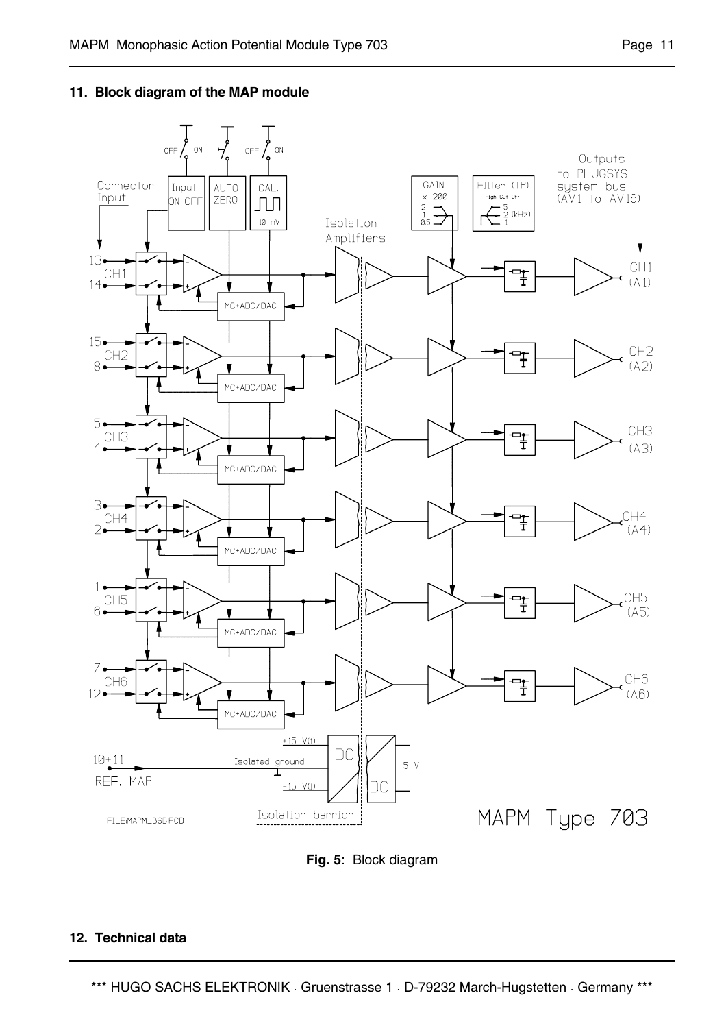## 11. Block diagram of the MAP module

**Fig. 5**: Block diagram

## 12. Technical data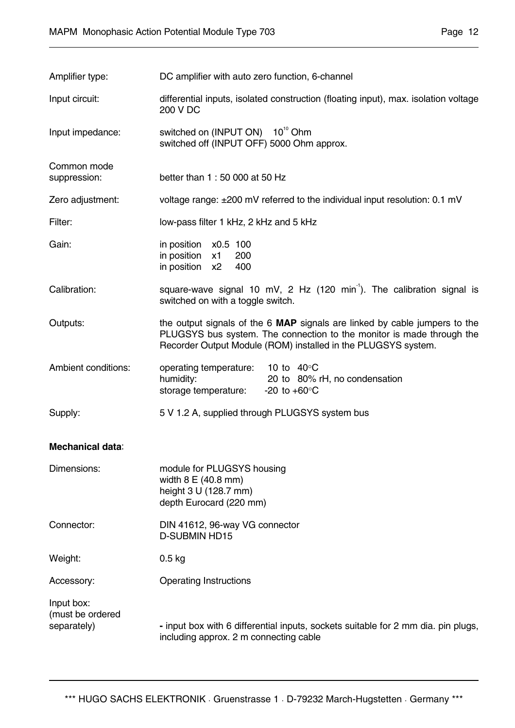Amplifier type: DC amplifier with auto zero function, 6-channel

Input circuit: differential inputs, isolated construction (floating input), max. isolation voltage 200 V DC

Input impedance: switched on (INPUT ON) $10^{10}$ Ohm
switched off (INPUT OFF) 5000 Ohm approx.

Common mode suppression: better than 1 : 50 000 at 50 Hz

Zero adjustment: voltage range: ±200 mV referred to the individual input resolution: 0.1 mV

Filter: low-pass filter 1 kHz, 2 kHz and 5 kHz

Gain: in position x0.5 100
in position x1 200
in position x2 400

Calibration: square-wave signal 10 mV, 2 Hz (120 $min^{-1}$). The calibration signal is switched on with a toggle switch.

Outputs: the output signals of the 6 **MAP** signals are linked by cable jumpers to the PLUGSYS bus system. The connection to the monitor is made through the Recorder Output Module (ROM) installed in the PLUGSYS system.

Ambient conditions: operating temperature: 10 to 40°C
humidity: 20 to 80% rH, no condensation
storage temperature: -20 to +60°C

Supply: 5 V 1.2 A, supplied through PLUGSYS system bus

**Mechanical data**:

Dimensions: module for PLUGSYS housing
width 8 E (40.8 mm)
height 3 U (128.7 mm)
depth Eurocard (220 mm)

Connector: DIN 41612, 96-way VG connector
D-SUBMIN HD15

Weight: 0.5 kg

Accessory: Operating Instructions

Input box: (must be ordered separately) - input box with 6 differential inputs, sockets suitable for 2 mm dia. pin plugs, including approx. 2 m connecting cable